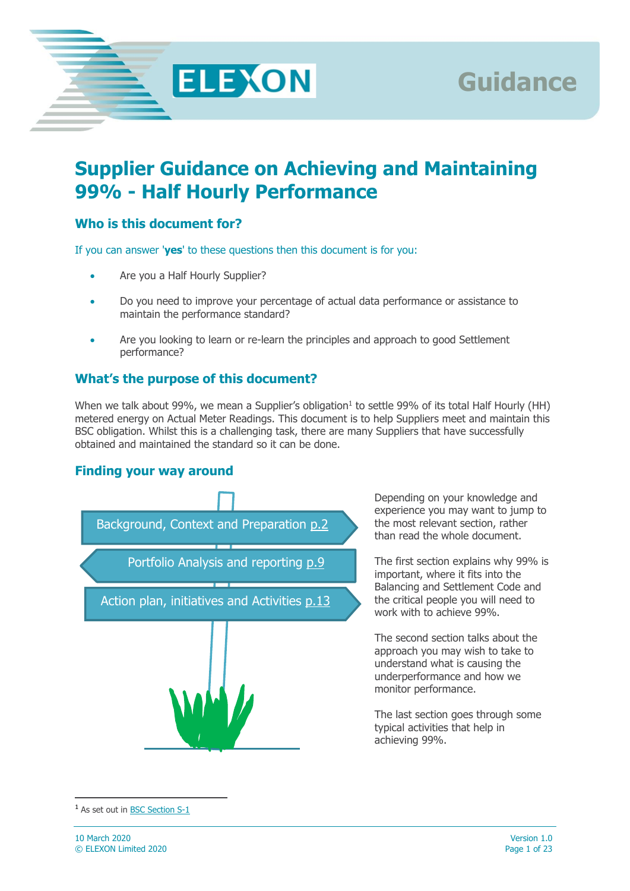# Supplier Guidance on Achieving and Maintaining 99% - Half Hourly Performance

## Who is this document for?

If you can answer '**yes**' to these questions then this document is for you:

- Are you a Half Hourly Supplier?
- Do you need to improve your percentage of actual data performance or assistance to maintain the performance standard?
- Are you looking to learn or re-learn the principles and approach to good Settlement performance?

## What's the purpose of this document?

When we talk about 99%, we mean a Supplier's obligation[1] to settle 99% of its total Half Hourly (HH) metered energy on Actual Meter Readings. This document is to help Suppliers meet and maintain this BSC obligation. Whilst this is a challenging task, there are many Suppliers that have successfully obtained and maintained the standard so it can be done.

## Finding your way around

- Background, Context and Preparation p.2
- Portfolio Analysis and reporting p.9
- Action plan, initiatives and Activities p.13

Depending on your knowledge and experience you may want to jump to the most relevant section, rather than read the whole document.

The first section explains why 99% is important, where it fits into the Balancing and Settlement Code and the critical people you will need to work with to achieve 99%.

The second section talks about the approach you may wish to take to understand what is causing the underperformance and how we monitor performance.

The last section goes through some typical activities that help in achieving 99%.

[1] As set out in BSC Section S-1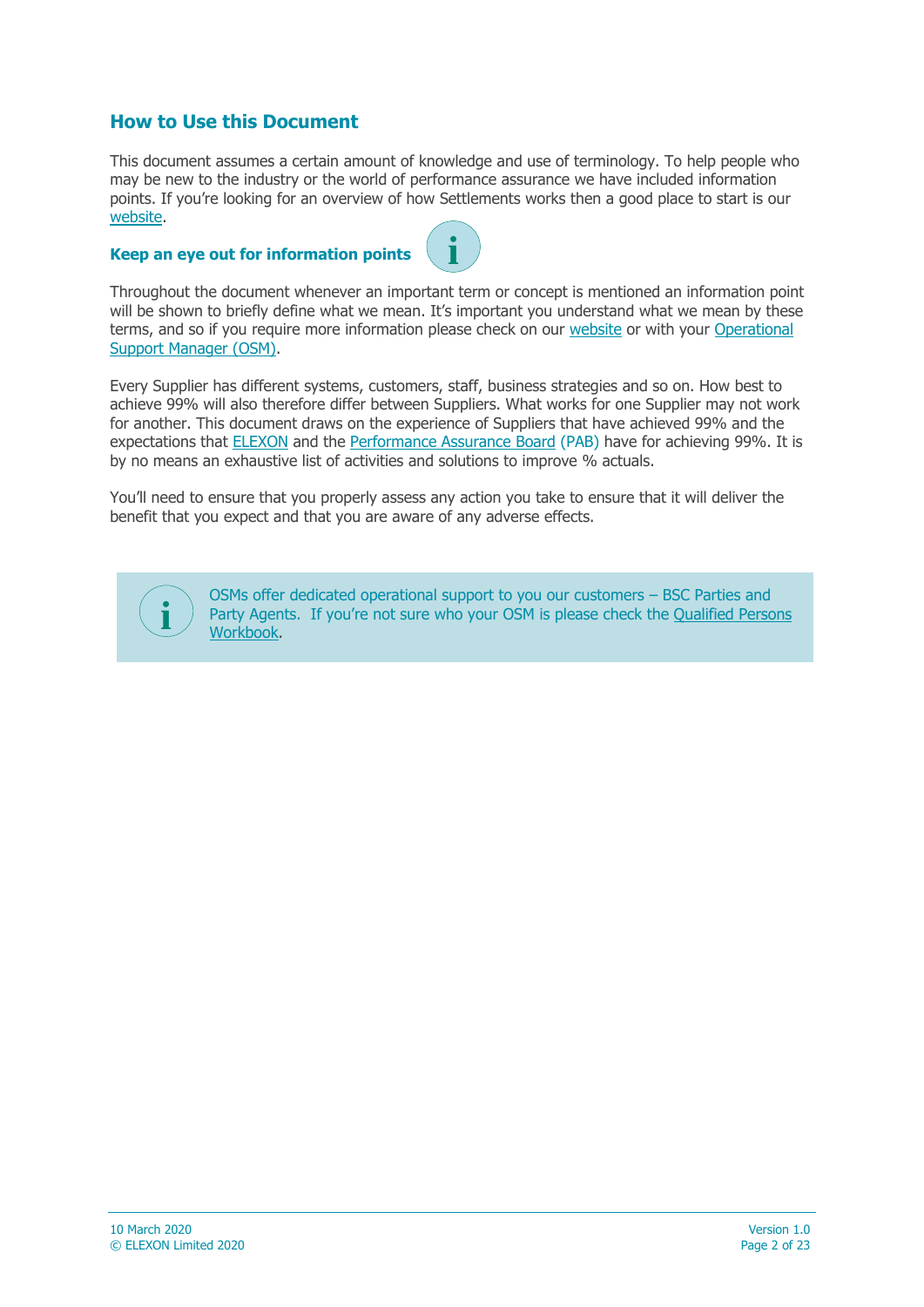## How to Use this Document

This document assumes a certain amount of knowledge and use of terminology. To help people who may be new to the industry or the world of performance assurance we have included information points. If you're looking for an overview of how Settlements works then a good place to start is our website.

### Keep an eye out for information points

Throughout the document whenever an important term or concept is mentioned an information point will be shown to briefly define what we mean. It's important you understand what we mean by these terms, and so if you require more information please check on our website or with your Operational Support Manager (OSM).

Every Supplier has different systems, customers, staff, business strategies and so on. How best to achieve 99% will also therefore differ between Suppliers. What works for one Supplier may not work for another. This document draws on the experience of Suppliers that have achieved 99% and the expectations that ELEXON and the Performance Assurance Board (PAB) have for achieving 99%. It is by no means an exhaustive list of activities and solutions to improve % actuals.

You'll need to ensure that you properly assess any action you take to ensure that it will deliver the benefit that you expect and that you are aware of any adverse effects.

> OSMs offer dedicated operational support to you our customers – BSC Parties and Party Agents. If you're not sure who your OSM is please check the Qualified Persons Workbook.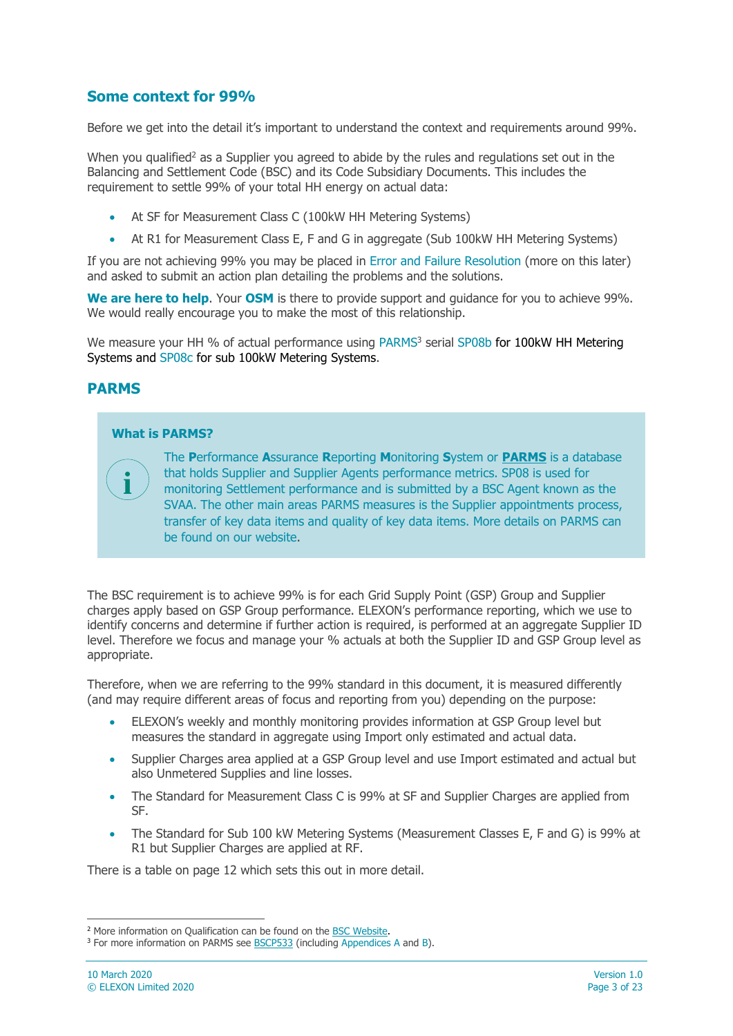## Some context for 99%

Before we get into the detail it's important to understand the context and requirements around 99%.

When you qualified[2] as a Supplier you agreed to abide by the rules and regulations set out in the Balancing and Settlement Code (BSC) and its Code Subsidiary Documents. This includes the requirement to settle 99% of your total HH energy on actual data:

- At SF for Measurement Class C (100kW HH Metering Systems)
- At R1 for Measurement Class E, F and G in aggregate (Sub 100kW HH Metering Systems)

If you are not achieving 99% you may be placed in Error and Failure Resolution (more on this later) and asked to submit an action plan detailing the problems and the solutions.

**We are here to help**. Your **OSM** is there to provide support and guidance for you to achieve 99%. We would really encourage you to make the most of this relationship.

We measure your HH % of actual performance using PARMS[3] serial SP08b for 100kW HH Metering Systems and SP08c for sub 100kW Metering Systems.

## PARMS

> **What is PARMS?**
>
> The **P**erformance **A**ssurance **R**eporting **M**onitoring **S**ystem or **PARMS** is a database that holds Supplier and Supplier Agents performance metrics. SP08 is used for monitoring Settlement performance and is submitted by a BSC Agent known as the SVAA. The other main areas PARMS measures is the Supplier appointments process, transfer of key data items and quality of key data items. More details on PARMS can be found on our website.

The BSC requirement is to achieve 99% is for each Grid Supply Point (GSP) Group and Supplier charges apply based on GSP Group performance. ELEXON's performance reporting, which we use to identify concerns and determine if further action is required, is performed at an aggregate Supplier ID level. Therefore we focus and manage your % actuals at both the Supplier ID and GSP Group level as appropriate.

Therefore, when we are referring to the 99% standard in this document, it is measured differently (and may require different areas of focus and reporting from you) depending on the purpose:

- ELEXON's weekly and monthly monitoring provides information at GSP Group level but measures the standard in aggregate using Import only estimated and actual data.
- Supplier Charges area applied at a GSP Group level and use Import estimated and actual but also Unmetered Supplies and line losses.
- The Standard for Measurement Class C is 99% at SF and Supplier Charges are applied from SF.
- The Standard for Sub 100 kW Metering Systems (Measurement Classes E, F and G) is 99% at R1 but Supplier Charges are applied at RF.

There is a table on page 12 which sets this out in more detail.

---

[2] More information on Qualification can be found on the BSC Website.

[3] For more information on PARMS see BSCP533 (including Appendices A and B).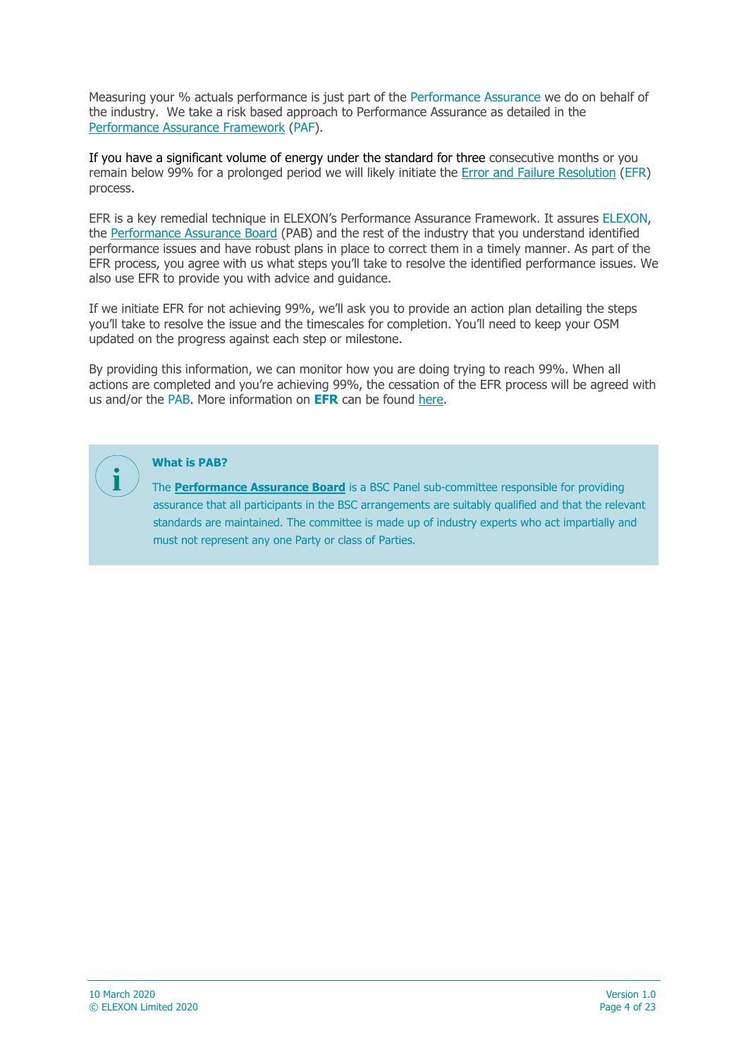Measuring your % actuals performance is just part of the Performance Assurance we do on behalf of the industry. We take a risk based approach to Performance Assurance as detailed in the Performance Assurance Framework (PAF).

If you have a significant volume of energy under the standard for three consecutive months or you remain below 99% for a prolonged period we will likely initiate the Error and Failure Resolution (EFR) process.

EFR is a key remedial technique in ELEXON's Performance Assurance Framework. It assures ELEXON, the Performance Assurance Board (PAB) and the rest of the industry that you understand identified performance issues and have robust plans in place to correct them in a timely manner. As part of the EFR process, you agree with us what steps you'll take to resolve the identified performance issues. We also use EFR to provide you with advice and guidance.

If we initiate EFR for not achieving 99%, we'll ask you to provide an action plan detailing the steps you'll take to resolve the issue and the timescales for completion. You'll need to keep your OSM updated on the progress against each step or milestone.

By providing this information, we can monitor how you are doing trying to reach 99%. When all actions are completed and you're achieving 99%, the cessation of the EFR process will be agreed with us and/or the PAB. More information on **EFR** can be found here.

> **What is PAB?**
>
> The **Performance Assurance Board** is a BSC Panel sub-committee responsible for providing assurance that all participants in the BSC arrangements are suitably qualified and that the relevant standards are maintained. The committee is made up of industry experts who act impartially and must not represent any one Party or class of Parties.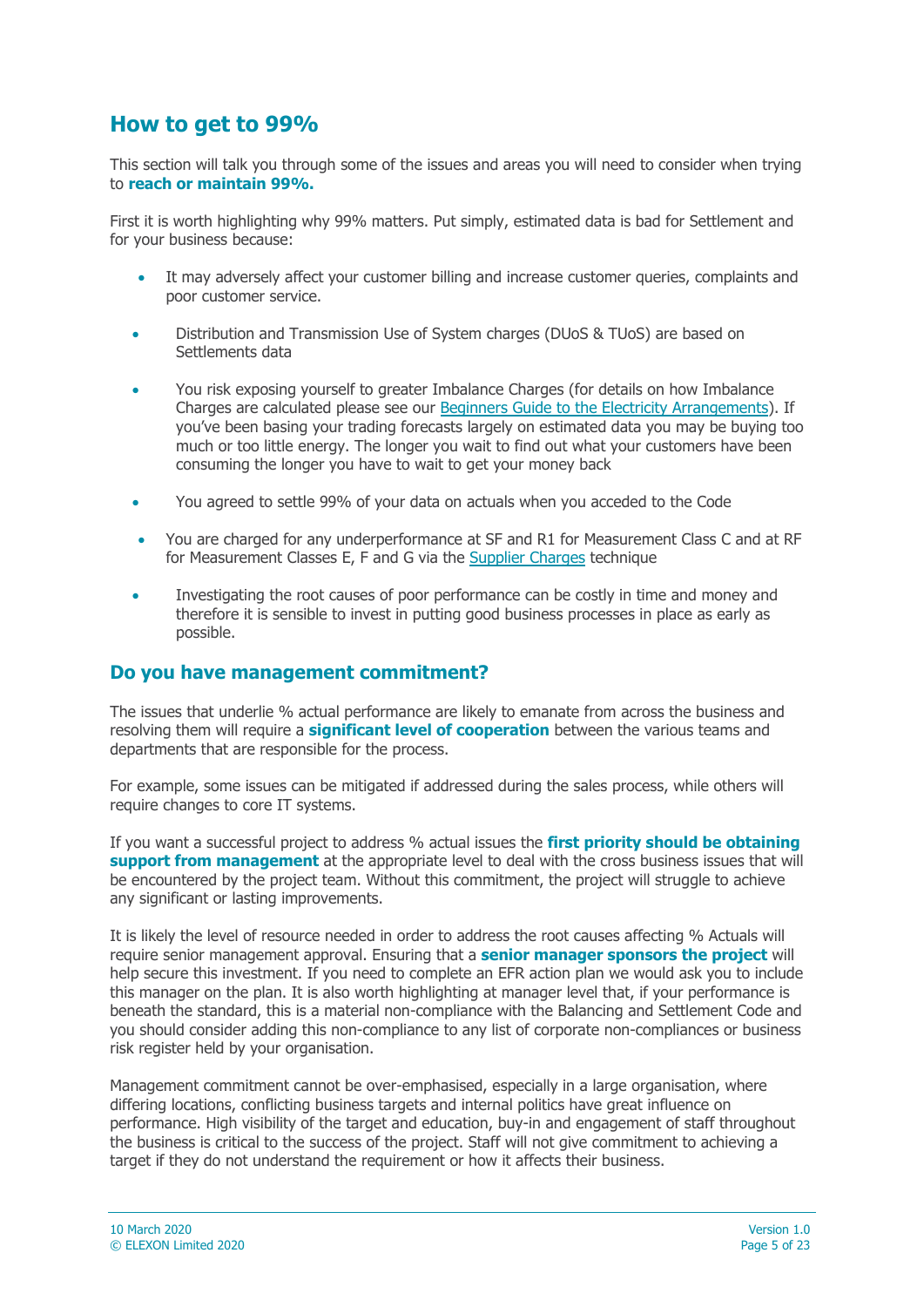## How to get to 99%

This section will talk you through some of the issues and areas you will need to consider when trying to **reach or maintain 99%.**

First it is worth highlighting why 99% matters. Put simply, estimated data is bad for Settlement and for your business because:

- It may adversely affect your customer billing and increase customer queries, complaints and poor customer service.
- Distribution and Transmission Use of System charges (DUoS & TUoS) are based on Settlements data
- You risk exposing yourself to greater Imbalance Charges (for details on how Imbalance Charges are calculated please see our [Beginners Guide to the Electricity Arrangements](#)). If you've been basing your trading forecasts largely on estimated data you may be buying too much or too little energy. The longer you wait to find out what your customers have been consuming the longer you have to wait to get your money back
- You agreed to settle 99% of your data on actuals when you acceded to the Code
- You are charged for any underperformance at SF and R1 for Measurement Class C and at RF for Measurement Classes E, F and G via the [Supplier Charges](#) technique
- Investigating the root causes of poor performance can be costly in time and money and therefore it is sensible to invest in putting good business processes in place as early as possible.

## Do you have management commitment?

The issues that underlie % actual performance are likely to emanate from across the business and resolving them will require a **significant level of cooperation** between the various teams and departments that are responsible for the process.

For example, some issues can be mitigated if addressed during the sales process, while others will require changes to core IT systems.

If you want a successful project to address % actual issues the **first priority should be obtaining support from management** at the appropriate level to deal with the cross business issues that will be encountered by the project team. Without this commitment, the project will struggle to achieve any significant or lasting improvements.

It is likely the level of resource needed in order to address the root causes affecting % Actuals will require senior management approval. Ensuring that a **senior manager sponsors the project** will help secure this investment. If you need to complete an EFR action plan we would ask you to include this manager on the plan. It is also worth highlighting at manager level that, if your performance is beneath the standard, this is a material non-compliance with the Balancing and Settlement Code and you should consider adding this non-compliance to any list of corporate non-compliances or business risk register held by your organisation.

Management commitment cannot be over-emphasised, especially in a large organisation, where differing locations, conflicting business targets and internal politics have great influence on performance. High visibility of the target and education, buy-in and engagement of staff throughout the business is critical to the success of the project. Staff will not give commitment to achieving a target if they do not understand the requirement or how it affects their business.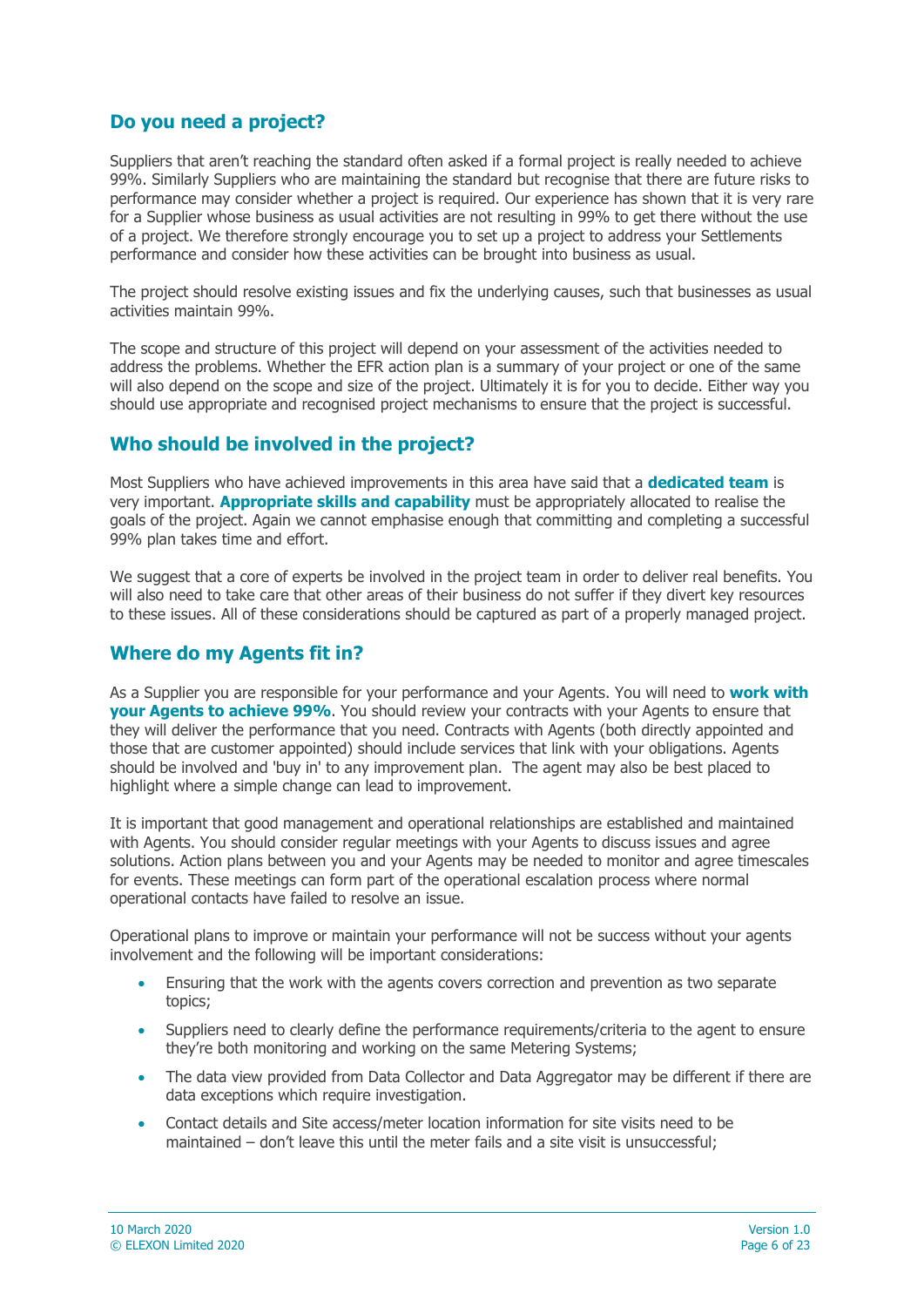## Do you need a project?

Suppliers that aren't reaching the standard often asked if a formal project is really needed to achieve 99%. Similarly Suppliers who are maintaining the standard but recognise that there are future risks to performance may consider whether a project is required. Our experience has shown that it is very rare for a Supplier whose business as usual activities are not resulting in 99% to get there without the use of a project. We therefore strongly encourage you to set up a project to address your Settlements performance and consider how these activities can be brought into business as usual.

The project should resolve existing issues and fix the underlying causes, such that businesses as usual activities maintain 99%.

The scope and structure of this project will depend on your assessment of the activities needed to address the problems. Whether the EFR action plan is a summary of your project or one of the same will also depend on the scope and size of the project. Ultimately it is for you to decide. Either way you should use appropriate and recognised project mechanisms to ensure that the project is successful.

## Who should be involved in the project?

Most Suppliers who have achieved improvements in this area have said that a **dedicated team** is very important. **Appropriate skills and capability** must be appropriately allocated to realise the goals of the project. Again we cannot emphasise enough that committing and completing a successful 99% plan takes time and effort.

We suggest that a core of experts be involved in the project team in order to deliver real benefits. You will also need to take care that other areas of their business do not suffer if they divert key resources to these issues. All of these considerations should be captured as part of a properly managed project.

## Where do my Agents fit in?

As a Supplier you are responsible for your performance and your Agents. You will need to **work with your Agents to achieve 99%**. You should review your contracts with your Agents to ensure that they will deliver the performance that you need. Contracts with Agents (both directly appointed and those that are customer appointed) should include services that link with your obligations. Agents should be involved and 'buy in' to any improvement plan. The agent may also be best placed to highlight where a simple change can lead to improvement.

It is important that good management and operational relationships are established and maintained with Agents. You should consider regular meetings with your Agents to discuss issues and agree solutions. Action plans between you and your Agents may be needed to monitor and agree timescales for events. These meetings can form part of the operational escalation process where normal operational contacts have failed to resolve an issue.

Operational plans to improve or maintain your performance will not be success without your agents involvement and the following will be important considerations:

- Ensuring that the work with the agents covers correction and prevention as two separate topics;
- Suppliers need to clearly define the performance requirements/criteria to the agent to ensure they're both monitoring and working on the same Metering Systems;
- The data view provided from Data Collector and Data Aggregator may be different if there are data exceptions which require investigation.
- Contact details and Site access/meter location information for site visits need to be maintained – don't leave this until the meter fails and a site visit is unsuccessful;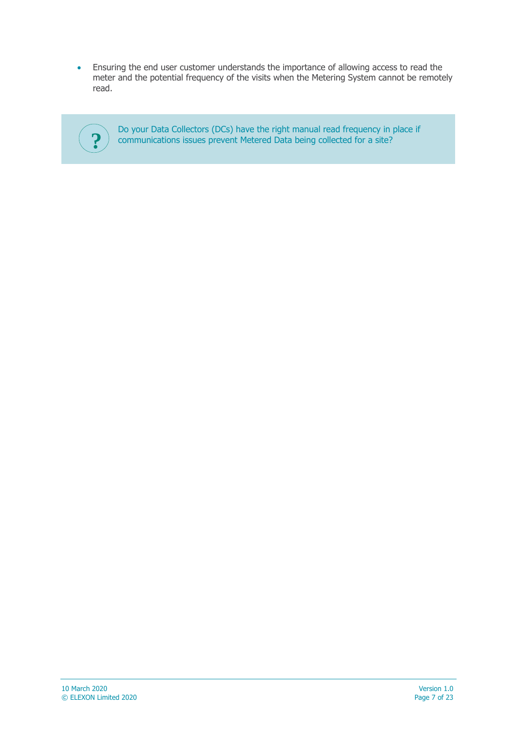- Ensuring the end user customer understands the importance of allowing access to read the meter and the potential frequency of the visits when the Metering System cannot be remotely read.

> ? Do your Data Collectors (DCs) have the right manual read frequency in place if communications issues prevent Metered Data being collected for a site?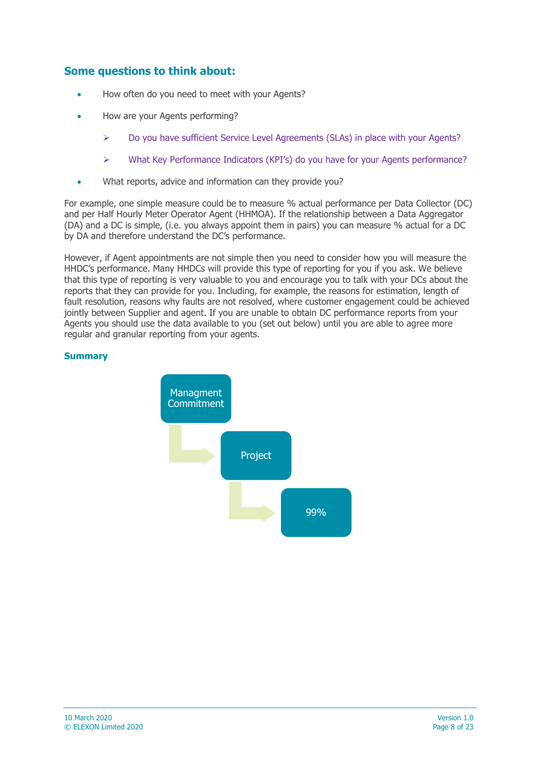## Some questions to think about:

- How often do you need to meet with your Agents?
- How are your Agents performing?
  - Do you have sufficient Service Level Agreements (SLAs) in place with your Agents?
  - What Key Performance Indicators (KPI's) do you have for your Agents performance?
- What reports, advice and information can they provide you?

For example, one simple measure could be to measure % actual performance per Data Collector (DC) and per Half Hourly Meter Operator Agent (HHMOA). If the relationship between a Data Aggregator (DA) and a DC is simple, (i.e. you always appoint them in pairs) you can measure % actual for a DC by DA and therefore understand the DC's performance.

However, if Agent appointments are not simple then you need to consider how you will measure the HHDC's performance. Many HHDCs will provide this type of reporting for you if you ask. We believe that this type of reporting is very valuable to you and encourage you to talk with your DCs about the reports that they can provide for you. Including, for example, the reasons for estimation, length of fault resolution, reasons why faults are not resolved, where customer engagement could be achieved jointly between Supplier and agent. If you are unable to obtain DC performance reports from your Agents you should use the data available to you (set out below) until you are able to agree more regular and granular reporting from your agents.

### Summary

Managment Commitment → Project → 99%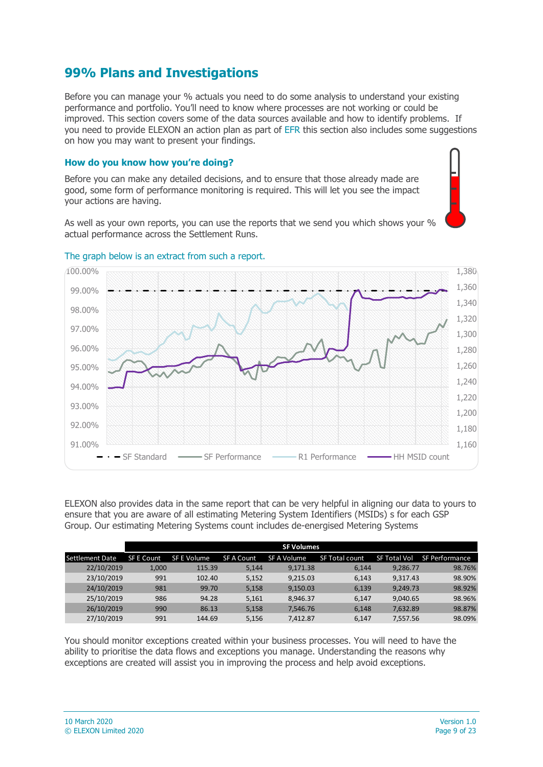## 99% Plans and Investigations

Before you can manage your % actuals you need to do some analysis to understand your existing performance and portfolio. You'll need to know where processes are not working or could be improved. This section covers some of the data sources available and how to identify problems. If you need to provide ELEXON an action plan as part of EFR this section also includes some suggestions on how you may want to present your findings.

### How do you know how you're doing?

Before you can make any detailed decisions, and to ensure that those already made are good, some form of performance monitoring is required. This will let you see the impact your actions are having.

As well as your own reports, you can use the reports that we send you which shows your % actual performance across the Settlement Runs.

The graph below is an extract from such a report.

ELEXON also provides data in the same report that can be very helpful in aligning our data to yours to ensure that you are aware of all estimating Metering System Identifiers (MSIDs) s for each GSP Group. Our estimating Metering Systems count includes de-energised Metering Systems

| | SF Volumes | | | | | | |
|---|---|---|---|---|---|---|---|
| Settlement Date | SF E Count | SF E Volume | SF A Count | SF A Volume | SF Total count | SF Total Vol | SF Performance |
| 22/10/2019 | 1,000 | 115.39 | 5,144 | 9,171.38 | 6,144 | 9,286.77 | 98.76% |
| 23/10/2019 | 991 | 102.40 | 5,152 | 9,215.03 | 6,143 | 9,317.43 | 98.90% |
| 24/10/2019 | 981 | 99.70 | 5,158 | 9,150.03 | 6,139 | 9,249.73 | 98.92% |
| 25/10/2019 | 986 | 94.28 | 5,161 | 8,946.37 | 6,147 | 9,040.65 | 98.96% |
| 26/10/2019 | 990 | 86.13 | 5,158 | 7,546.76 | 6,148 | 7,632.89 | 98.87% |
| 27/10/2019 | 991 | 144.69 | 5,156 | 7,412.87 | 6,147 | 7,557.56 | 98.09% |

You should monitor exceptions created within your business processes. You will need to have the ability to prioritise the data flows and exceptions you manage. Understanding the reasons why exceptions are created will assist you in improving the process and help avoid exceptions.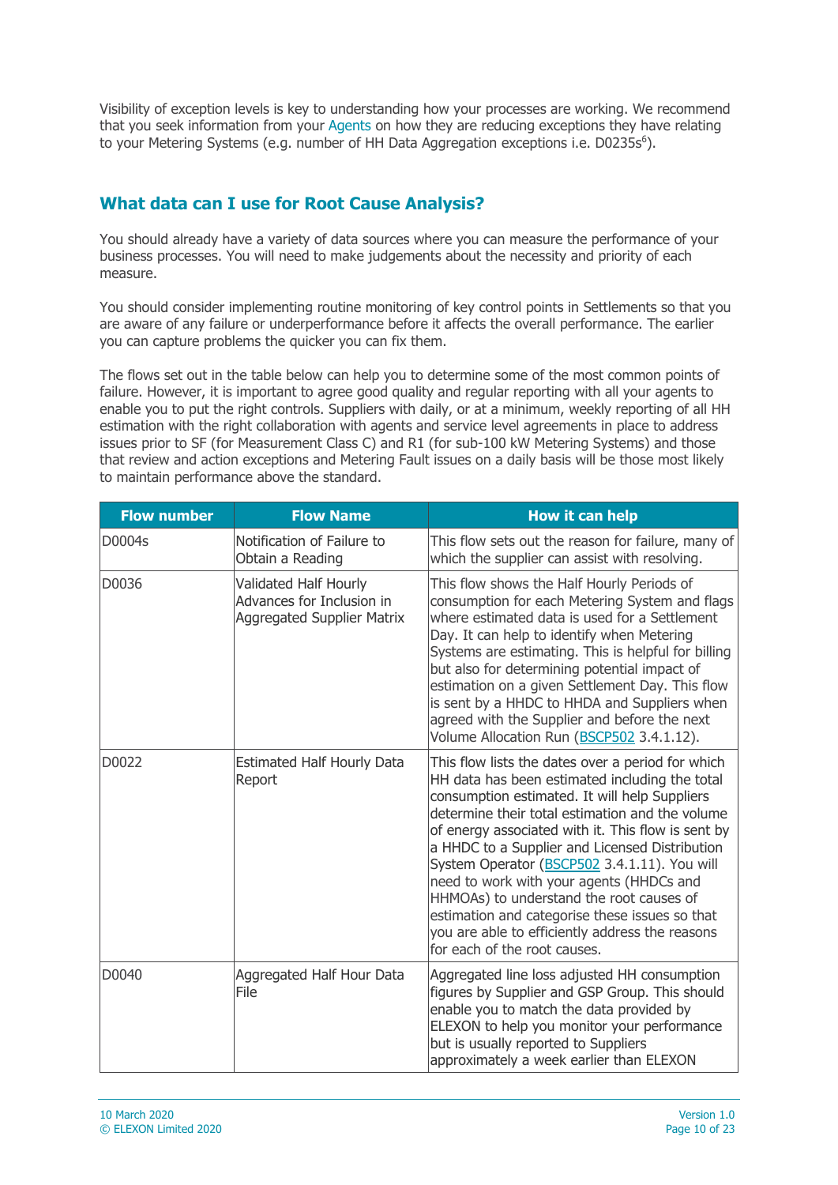Visibility of exception levels is key to understanding how your processes are working. We recommend that you seek information from your Agents on how they are reducing exceptions they have relating to your Metering Systems (e.g. number of HH Data Aggregation exceptions i.e. D0235s[6]).

## What data can I use for Root Cause Analysis?

You should already have a variety of data sources where you can measure the performance of your business processes. You will need to make judgements about the necessity and priority of each measure.

You should consider implementing routine monitoring of key control points in Settlements so that you are aware of any failure or underperformance before it affects the overall performance. The earlier you can capture problems the quicker you can fix them.

The flows set out in the table below can help you to determine some of the most common points of failure. However, it is important to agree good quality and regular reporting with all your agents to enable you to put the right controls. Suppliers with daily, or at a minimum, weekly reporting of all HH estimation with the right collaboration with agents and service level agreements in place to address issues prior to SF (for Measurement Class C) and R1 (for sub-100 kW Metering Systems) and those that review and action exceptions and Metering Fault issues on a daily basis will be those most likely to maintain performance above the standard.

| Flow number | Flow Name | How it can help |
|---|---|---|
| D0004s | Notification of Failure to Obtain a Reading | This flow sets out the reason for failure, many of which the supplier can assist with resolving. |
| D0036 | Validated Half Hourly Advances for Inclusion in Aggregated Supplier Matrix | This flow shows the Half Hourly Periods of consumption for each Metering System and flags where estimated data is used for a Settlement Day. It can help to identify when Metering Systems are estimating. This is helpful for billing but also for determining potential impact of estimation on a given Settlement Day. This flow is sent by a HHDC to HHDA and Suppliers when agreed with the Supplier and before the next Volume Allocation Run (BSCP502 3.4.1.12). |
| D0022 | Estimated Half Hourly Data Report | This flow lists the dates over a period for which HH data has been estimated including the total consumption estimated. It will help Suppliers determine their total estimation and the volume of energy associated with it. This flow is sent by a HHDC to a Supplier and Licensed Distribution System Operator (BSCP502 3.4.1.11). You will need to work with your agents (HHDCs and HHMOAs) to understand the root causes of estimation and categorise these issues so that you are able to efficiently address the reasons for each of the root causes. |
| D0040 | Aggregated Half Hour Data File | Aggregated line loss adjusted HH consumption figures by Supplier and GSP Group. This should enable you to match the data provided by ELEXON to help you monitor your performance but is usually reported to Suppliers approximately a week earlier than ELEXON |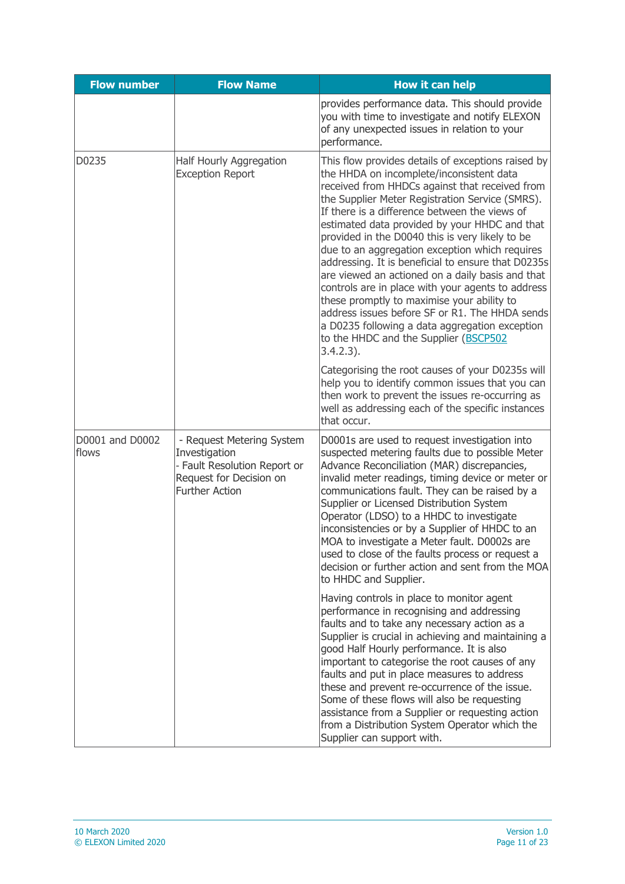| Flow number | Flow Name | How it can help |
| --- | --- | --- |
| | | provides performance data. This should provide you with time to investigate and notify ELEXON of any unexpected issues in relation to your performance. |
| D0235 | Half Hourly Aggregation Exception Report | This flow provides details of exceptions raised by the HHDA on incomplete/inconsistent data received from HHDCs against that received from the Supplier Meter Registration Service (SMRS). If there is a difference between the views of estimated data provided by your HHDC and that provided in the D0040 this is very likely to be due to an aggregation exception which requires addressing. It is beneficial to ensure that D0235s are viewed an actioned on a daily basis and that controls are in place with your agents to address these promptly to maximise your ability to address issues before SF or R1. The HHDA sends a D0235 following a data aggregation exception to the HHDC and the Supplier ([BSCP502](BSCP502) 3.4.2.3).<br><br>Categorising the root causes of your D0235s will help you to identify common issues that you can then work to prevent the issues re-occurring as well as addressing each of the specific instances that occur. |
| D0001 and D0002 flows | - Request Metering System Investigation<br>- Fault Resolution Report or Request for Decision on Further Action | D0001s are used to request investigation into suspected metering faults due to possible Meter Advance Reconciliation (MAR) discrepancies, invalid meter readings, timing device or meter or communications fault. They can be raised by a Supplier or Licensed Distribution System Operator (LDSO) to a HHDC to investigate inconsistencies or by a Supplier of HHDC to an MOA to investigate a Meter fault. D0002s are used to close of the faults process or request a decision or further action and sent from the MOA to HHDC and Supplier.<br><br>Having controls in place to monitor agent performance in recognising and addressing faults and to take any necessary action as a Supplier is crucial in achieving and maintaining a good Half Hourly performance. It is also important to categorise the root causes of any faults and put in place measures to address these and prevent re-occurrence of the issue. Some of these flows will also be requesting assistance from a Supplier or requesting action from a Distribution System Operator which the Supplier can support with. |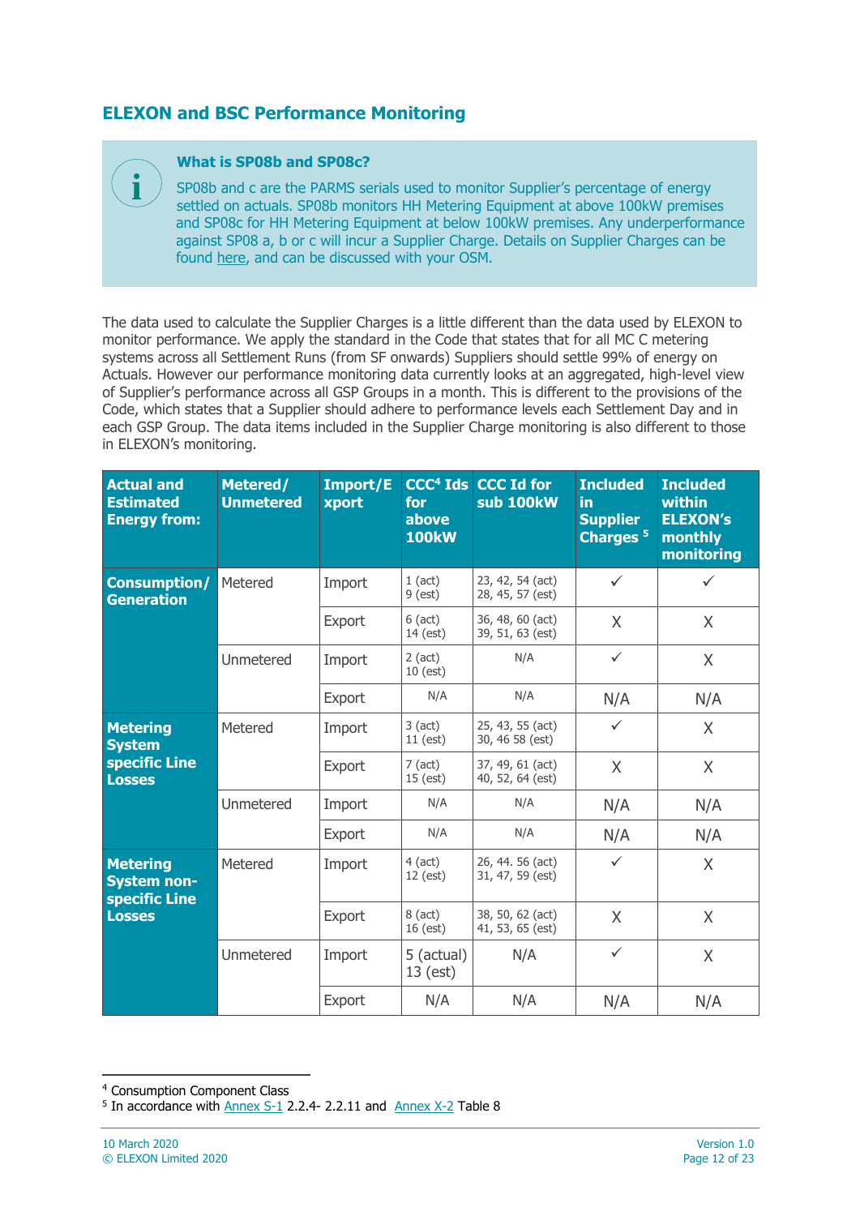## ELEXON and BSC Performance Monitoring

> **What is SP08b and SP08c?**
>
> SP08b and c are the PARMS serials used to monitor Supplier's percentage of energy settled on actuals. SP08b monitors HH Metering Equipment at above 100kW premises and SP08c for HH Metering Equipment at below 100kW premises. Any underperformance against SP08 a, b or c will incur a Supplier Charge. Details on Supplier Charges can be found here, and can be discussed with your OSM.

The data used to calculate the Supplier Charges is a little different than the data used by ELEXON to monitor performance. We apply the standard in the Code that states that for all MC C metering systems across all Settlement Runs (from SF onwards) Suppliers should settle 99% of energy on Actuals. However our performance monitoring data currently looks at an aggregated, high-level view of Supplier's performance across all GSP Groups in a month. This is different to the provisions of the Code, which states that a Supplier should adhere to performance levels each Settlement Day and in each GSP Group. The data items included in the Supplier Charge monitoring is also different to those in ELEXON's monitoring.

| Actual and Estimated Energy from: | Metered/ Unmetered | Import/Export | CCC[4] Ids for above 100kW | CCC Id for sub 100kW | Included in Supplier Charges [5] | Included within ELEXON's monthly monitoring |
|---|---|---|---|---|---|---|
| **Consumption/ Generation** | Metered | Import | 1 (act)<br>9 (est) | 23, 42, 54 (act)<br>28, 45, 57 (est) | ✓ | ✓ |
| | | Export | 6 (act)<br>14 (est) | 36, 48, 60 (act)<br>39, 51, 63 (est) | X | X |
| | Unmetered | Import | 2 (act)<br>10 (est) | N/A | ✓ | X |
| | | Export | N/A | N/A | N/A | N/A |
| **Metering System specific Line Losses** | Metered | Import | 3 (act)<br>11 (est) | 25, 43, 55 (act)<br>30, 46 58 (est) | ✓ | X |
| | | Export | 7 (act)<br>15 (est) | 37, 49, 61 (act)<br>40, 52, 64 (est) | X | X |
| | Unmetered | Import | N/A | N/A | N/A | N/A |
| | | Export | N/A | N/A | N/A | N/A |
| **Metering System non-specific Line Losses** | Metered | Import | 4 (act)<br>12 (est) | 26, 44. 56 (act)<br>31, 47, 59 (est) | ✓ | X |
| | | Export | 8 (act)<br>16 (est) | 38, 50, 62 (act)<br>41, 53, 65 (est) | X | X |
| | Unmetered | Import | 5 (actual)<br>13 (est) | N/A | ✓ | X |
| | | Export | N/A | N/A | N/A | N/A |

[4] Consumption Component Class

[5] In accordance with Annex S-1 2.2.4- 2.2.11 and Annex X-2 Table 8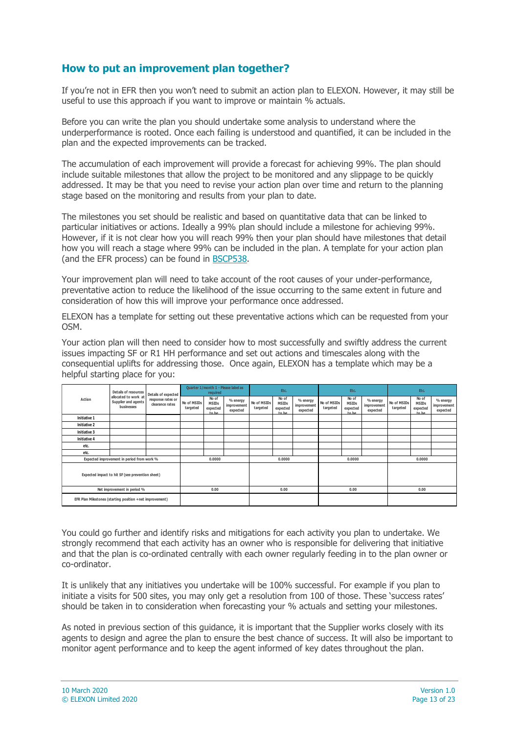## How to put an improvement plan together?

If you're not in EFR then you won't need to submit an action plan to ELEXON. However, it may still be useful to use this approach if you want to improve or maintain % actuals.

Before you can write the plan you should undertake some analysis to understand where the underperformance is rooted. Once each failing is understood and quantified, it can be included in the plan and the expected improvements can be tracked.

The accumulation of each improvement will provide a forecast for achieving 99%. The plan should include suitable milestones that allow the project to be monitored and any slippage to be quickly addressed. It may be that you need to revise your action plan over time and return to the planning stage based on the monitoring and results from your plan to date.

The milestones you set should be realistic and based on quantitative data that can be linked to particular initiatives or actions. Ideally a 99% plan should include a milestone for achieving 99%. However, if it is not clear how you will reach 99% then your plan should have milestones that detail how you will reach a stage where 99% can be included in the plan. A template for your action plan (and the EFR process) can be found in BSCP538.

Your improvement plan will need to take account of the root causes of your under-performance, preventative action to reduce the likelihood of the issue occurring to the same extent in future and consideration of how this will improve your performance once addressed.

ELEXON has a template for setting out these preventative actions which can be requested from your OSM.

Your action plan will then need to consider how to most successfully and swiftly address the current issues impacting SF or R1 HH performance and set out actions and timescales along with the consequential uplifts for addressing those. Once again, ELEXON has a template which may be a helpful starting place for you:

| Action | Details of resources allocated to work at Supplier and agents businesses | Details of expected response rates or clearance rates | Quarter 1/month 1 - Please label as required | | | Etc. | | | Etc. | | | Etc. | | |
|---|---|---|---|---|---|---|---|---|---|---|---|---|---|---|
| | | | No of MSIDs targeted | No of MSIDs expected to be | % energy improvement expected | No of MSIDs targeted | No of MSIDs expected to be | % energy improvement expected | No of MSIDs targeted | No of MSIDs expected to be | % energy improvement expected | No of MSIDs targeted | No of MSIDs expected to be | % energy improvement expected |
| Initiative 1 | | | | | | | | | | | | | | |
| Initiative 2 | | | | | | | | | | | | | | |
| Initiative 3 | | | | | | | | | | | | | | |
| Initiative 4 | | | | | | | | | | | | | | |
| etc. | | | | | | | | | | | | | | |
| etc. | | | | | | | | | | | | | | |
| Expected improvement in period from work % | | | 0.0000 | | | 0.0000 | | | 0.0000 | | | 0.0000 | | |
| Expected impact to hit SF (see prevention sheet) | | | | | | | | | | | | | | |
| Net improvement in period % | | | 0.00 | | | 0.00 | | | 0.00 | | | 0.00 | | |
| EFR Plan Milestones (starting position +net improvement) | | | | | | | | | | | | | | |

You could go further and identify risks and mitigations for each activity you plan to undertake. We strongly recommend that each activity has an owner who is responsible for delivering that initiative and that the plan is co-ordinated centrally with each owner regularly feeding in to the plan owner or co-ordinator.

It is unlikely that any initiatives you undertake will be 100% successful. For example if you plan to initiate a visits for 500 sites, you may only get a resolution from 100 of those. These 'success rates' should be taken in to consideration when forecasting your % actuals and setting your milestones.

As noted in previous section of this guidance, it is important that the Supplier works closely with its agents to design and agree the plan to ensure the best chance of success. It will also be important to monitor agent performance and to keep the agent informed of key dates throughout the plan.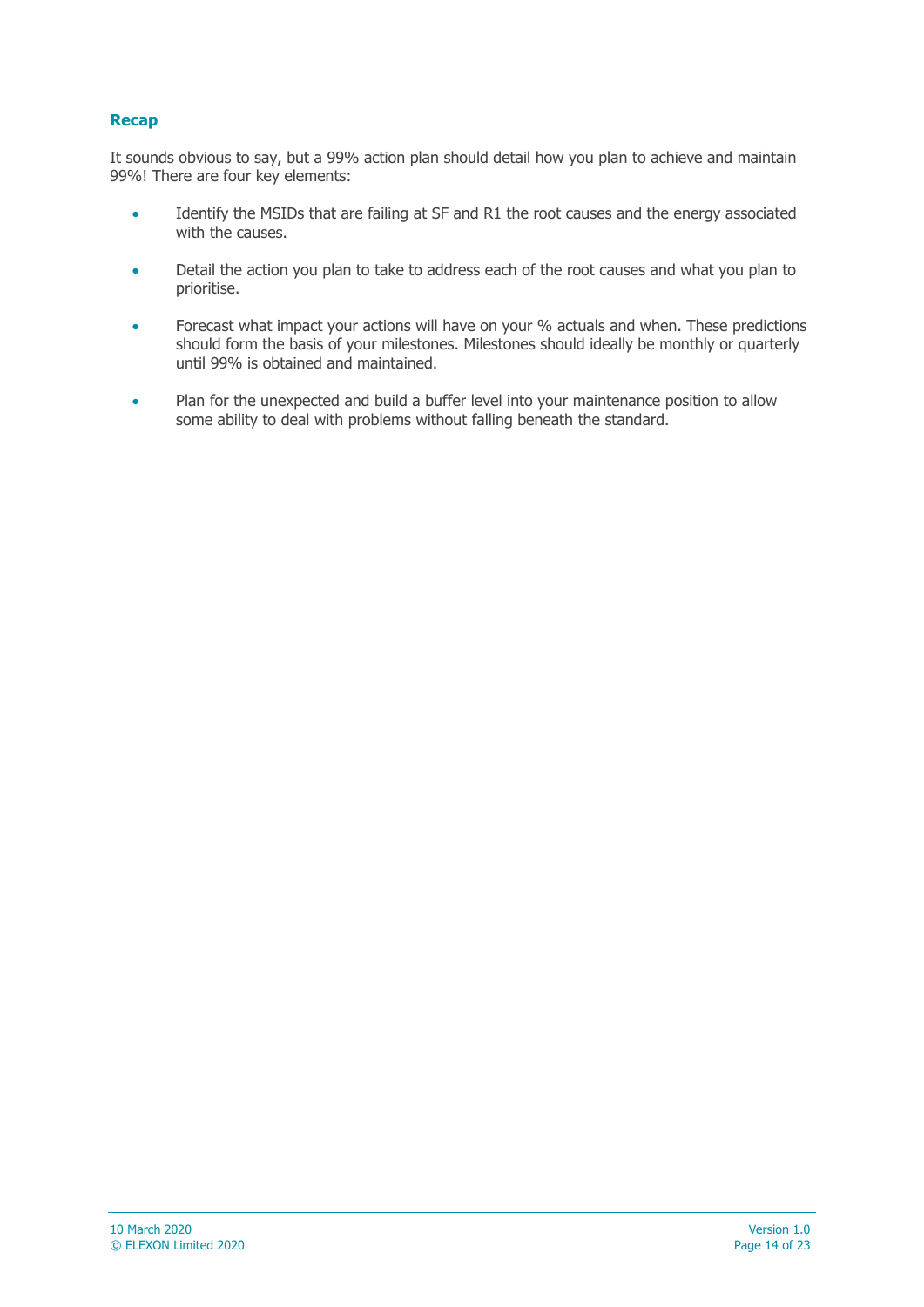### Recap

It sounds obvious to say, but a 99% action plan should detail how you plan to achieve and maintain 99%! There are four key elements:

- Identify the MSIDs that are failing at SF and R1 the root causes and the energy associated with the causes.
- Detail the action you plan to take to address each of the root causes and what you plan to prioritise.
- Forecast what impact your actions will have on your % actuals and when. These predictions should form the basis of your milestones. Milestones should ideally be monthly or quarterly until 99% is obtained and maintained.
- Plan for the unexpected and build a buffer level into your maintenance position to allow some ability to deal with problems without falling beneath the standard.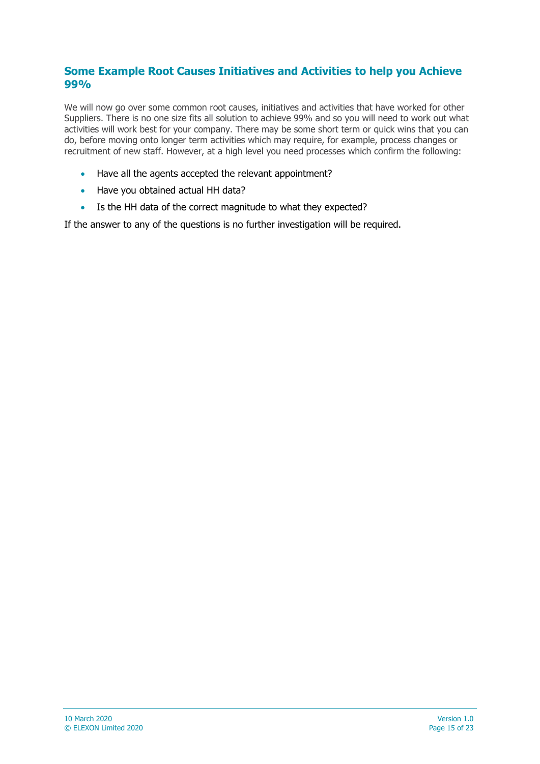## Some Example Root Causes Initiatives and Activities to help you Achieve 99%

We will now go over some common root causes, initiatives and activities that have worked for other Suppliers. There is no one size fits all solution to achieve 99% and so you will need to work out what activities will work best for your company. There may be some short term or quick wins that you can do, before moving onto longer term activities which may require, for example, process changes or recruitment of new staff. However, at a high level you need processes which confirm the following:

- Have all the agents accepted the relevant appointment?
- Have you obtained actual HH data?
- Is the HH data of the correct magnitude to what they expected?

If the answer to any of the questions is no further investigation will be required.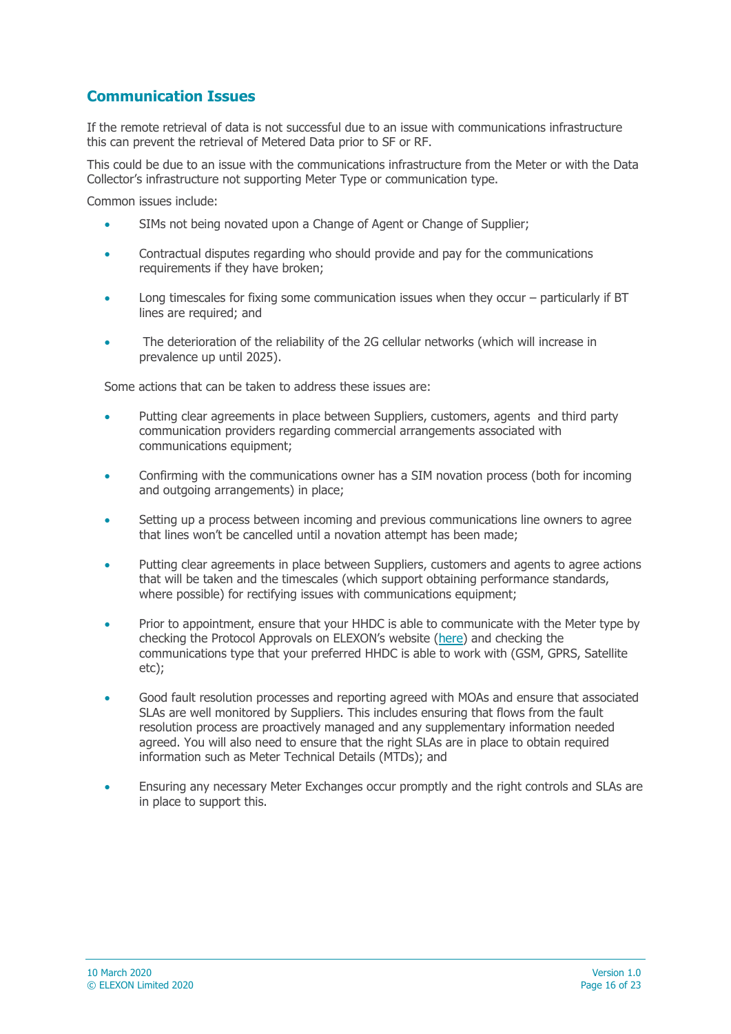## Communication Issues

If the remote retrieval of data is not successful due to an issue with communications infrastructure this can prevent the retrieval of Metered Data prior to SF or RF.

This could be due to an issue with the communications infrastructure from the Meter or with the Data Collector's infrastructure not supporting Meter Type or communication type.

Common issues include:

- SIMs not being novated upon a Change of Agent or Change of Supplier;
- Contractual disputes regarding who should provide and pay for the communications requirements if they have broken;
- Long timescales for fixing some communication issues when they occur – particularly if BT lines are required; and
- The deterioration of the reliability of the 2G cellular networks (which will increase in prevalence up until 2025).

Some actions that can be taken to address these issues are:

- Putting clear agreements in place between Suppliers, customers, agents and third party communication providers regarding commercial arrangements associated with communications equipment;
- Confirming with the communications owner has a SIM novation process (both for incoming and outgoing arrangements) in place;
- Setting up a process between incoming and previous communications line owners to agree that lines won't be cancelled until a novation attempt has been made;
- Putting clear agreements in place between Suppliers, customers and agents to agree actions that will be taken and the timescales (which support obtaining performance standards, where possible) for rectifying issues with communications equipment;
- Prior to appointment, ensure that your HHDC is able to communicate with the Meter type by checking the Protocol Approvals on ELEXON's website (here) and checking the communications type that your preferred HHDC is able to work with (GSM, GPRS, Satellite etc);
- Good fault resolution processes and reporting agreed with MOAs and ensure that associated SLAs are well monitored by Suppliers. This includes ensuring that flows from the fault resolution process are proactively managed and any supplementary information needed agreed. You will also need to ensure that the right SLAs are in place to obtain required information such as Meter Technical Details (MTDs); and
- Ensuring any necessary Meter Exchanges occur promptly and the right controls and SLAs are in place to support this.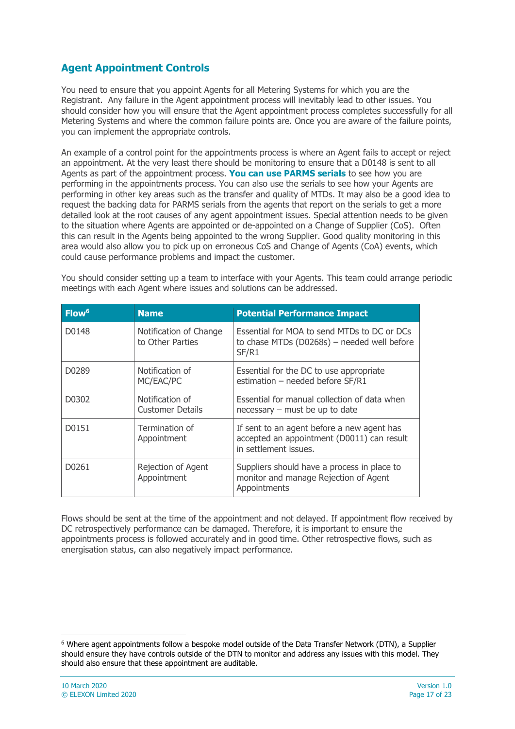## Agent Appointment Controls

You need to ensure that you appoint Agents for all Metering Systems for which you are the Registrant. Any failure in the Agent appointment process will inevitably lead to other issues. You should consider how you will ensure that the Agent appointment process completes successfully for all Metering Systems and where the common failure points are. Once you are aware of the failure points, you can implement the appropriate controls.

An example of a control point for the appointments process is where an Agent fails to accept or reject an appointment. At the very least there should be monitoring to ensure that a D0148 is sent to all Agents as part of the appointment process. **You can use PARMS serials** to see how you are performing in the appointments process. You can also use the serials to see how your Agents are performing in other key areas such as the transfer and quality of MTDs. It may also be a good idea to request the backing data for PARMS serials from the agents that report on the serials to get a more detailed look at the root causes of any agent appointment issues. Special attention needs to be given to the situation where Agents are appointed or de-appointed on a Change of Supplier (CoS). Often this can result in the Agents being appointed to the wrong Supplier. Good quality monitoring in this area would also allow you to pick up on erroneous CoS and Change of Agents (CoA) events, which could cause performance problems and impact the customer.

You should consider setting up a team to interface with your Agents. This team could arrange periodic meetings with each Agent where issues and solutions can be addressed.

| Flow[6] | Name | Potential Performance Impact |
|---|---|---|
| D0148 | Notification of Change to Other Parties | Essential for MOA to send MTDs to DC or DCs to chase MTDs (D0268s) – needed well before SF/R1 |
| D0289 | Notification of MC/EAC/PC | Essential for the DC to use appropriate estimation – needed before SF/R1 |
| D0302 | Notification of Customer Details | Essential for manual collection of data when necessary – must be up to date |
| D0151 | Termination of Appointment | If sent to an agent before a new agent has accepted an appointment (D0011) can result in settlement issues. |
| D0261 | Rejection of Agent Appointment | Suppliers should have a process in place to monitor and manage Rejection of Agent Appointments |

Flows should be sent at the time of the appointment and not delayed. If appointment flow received by DC retrospectively performance can be damaged. Therefore, it is important to ensure the appointments process is followed accurately and in good time. Other retrospective flows, such as energisation status, can also negatively impact performance.

[6] Where agent appointments follow a bespoke model outside of the Data Transfer Network (DTN), a Supplier should ensure they have controls outside of the DTN to monitor and address any issues with this model. They should also ensure that these appointment are auditable.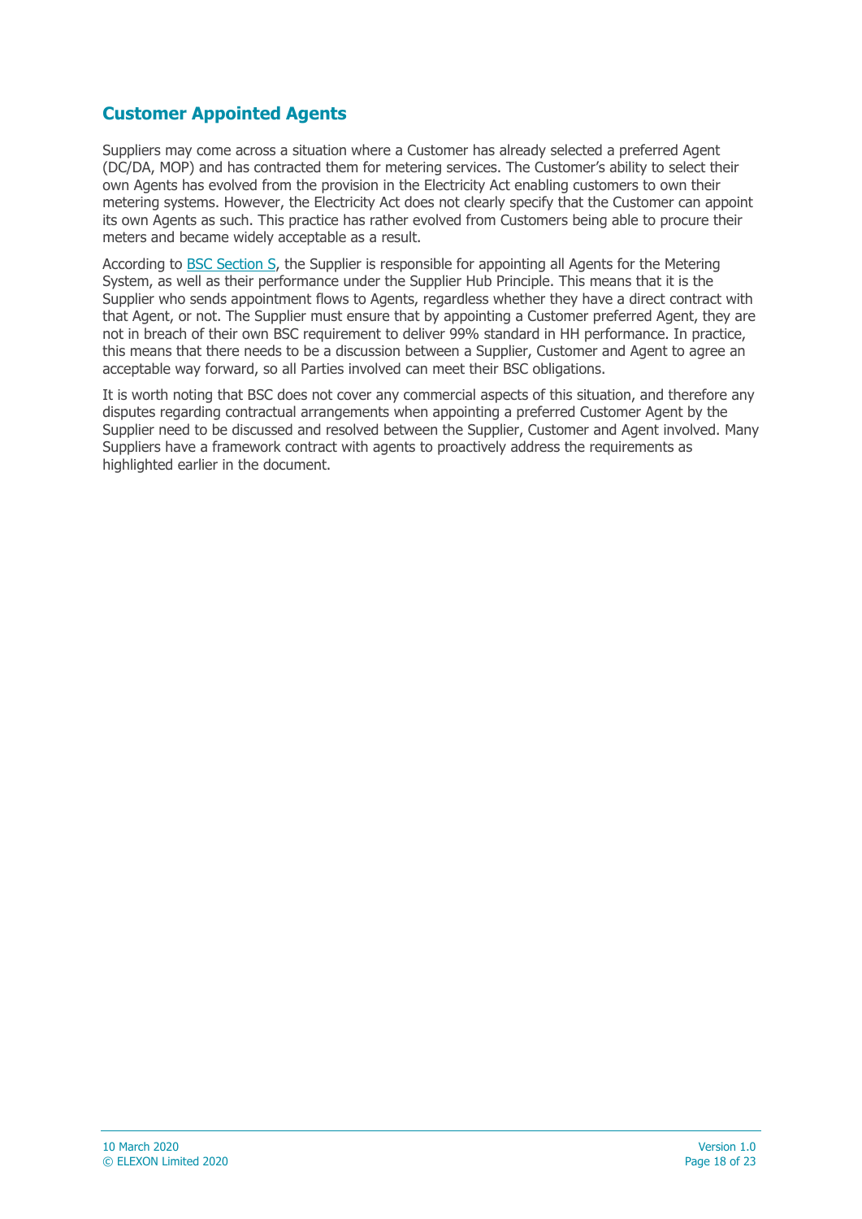## Customer Appointed Agents

Suppliers may come across a situation where a Customer has already selected a preferred Agent (DC/DA, MOP) and has contracted them for metering services. The Customer's ability to select their own Agents has evolved from the provision in the Electricity Act enabling customers to own their metering systems. However, the Electricity Act does not clearly specify that the Customer can appoint its own Agents as such. This practice has rather evolved from Customers being able to procure their meters and became widely acceptable as a result.

According to BSC Section S, the Supplier is responsible for appointing all Agents for the Metering System, as well as their performance under the Supplier Hub Principle. This means that it is the Supplier who sends appointment flows to Agents, regardless whether they have a direct contract with that Agent, or not. The Supplier must ensure that by appointing a Customer preferred Agent, they are not in breach of their own BSC requirement to deliver 99% standard in HH performance. In practice, this means that there needs to be a discussion between a Supplier, Customer and Agent to agree an acceptable way forward, so all Parties involved can meet their BSC obligations.

It is worth noting that BSC does not cover any commercial aspects of this situation, and therefore any disputes regarding contractual arrangements when appointing a preferred Customer Agent by the Supplier need to be discussed and resolved between the Supplier, Customer and Agent involved. Many Suppliers have a framework contract with agents to proactively address the requirements as highlighted earlier in the document.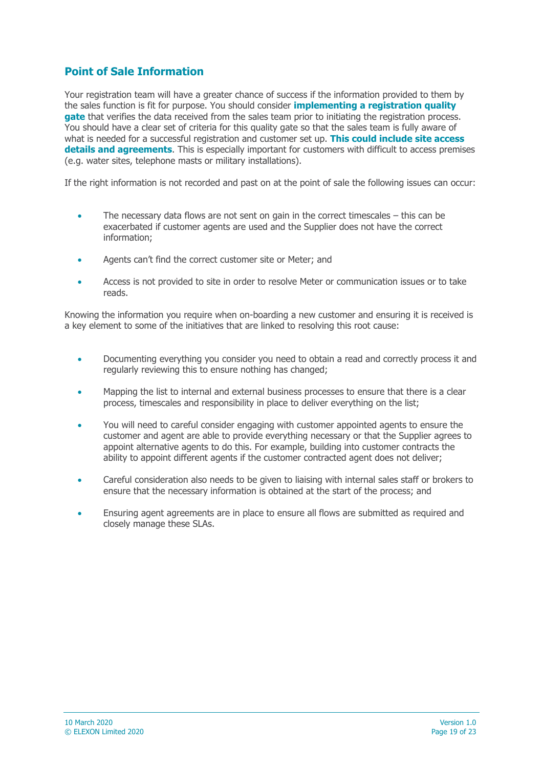## Point of Sale Information

Your registration team will have a greater chance of success if the information provided to them by the sales function is fit for purpose. You should consider **implementing a registration quality gate** that verifies the data received from the sales team prior to initiating the registration process. You should have a clear set of criteria for this quality gate so that the sales team is fully aware of what is needed for a successful registration and customer set up. **This could include site access details and agreements**. This is especially important for customers with difficult to access premises (e.g. water sites, telephone masts or military installations).

If the right information is not recorded and past on at the point of sale the following issues can occur:

- The necessary data flows are not sent on gain in the correct timescales – this can be exacerbated if customer agents are used and the Supplier does not have the correct information;
- Agents can't find the correct customer site or Meter; and
- Access is not provided to site in order to resolve Meter or communication issues or to take reads.

Knowing the information you require when on-boarding a new customer and ensuring it is received is a key element to some of the initiatives that are linked to resolving this root cause:

- Documenting everything you consider you need to obtain a read and correctly process it and regularly reviewing this to ensure nothing has changed;
- Mapping the list to internal and external business processes to ensure that there is a clear process, timescales and responsibility in place to deliver everything on the list;
- You will need to careful consider engaging with customer appointed agents to ensure the customer and agent are able to provide everything necessary or that the Supplier agrees to appoint alternative agents to do this. For example, building into customer contracts the ability to appoint different agents if the customer contracted agent does not deliver;
- Careful consideration also needs to be given to liaising with internal sales staff or brokers to ensure that the necessary information is obtained at the start of the process; and
- Ensuring agent agreements are in place to ensure all flows are submitted as required and closely manage these SLAs.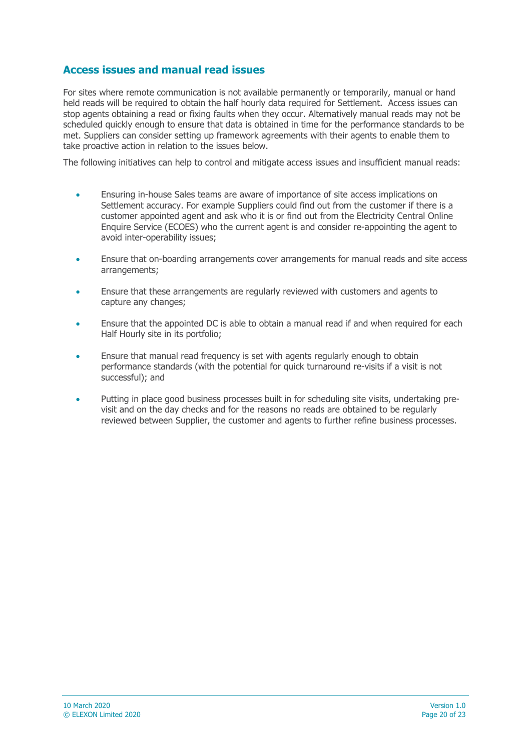## Access issues and manual read issues

For sites where remote communication is not available permanently or temporarily, manual or hand held reads will be required to obtain the half hourly data required for Settlement. Access issues can stop agents obtaining a read or fixing faults when they occur. Alternatively manual reads may not be scheduled quickly enough to ensure that data is obtained in time for the performance standards to be met. Suppliers can consider setting up framework agreements with their agents to enable them to take proactive action in relation to the issues below.

The following initiatives can help to control and mitigate access issues and insufficient manual reads:

- Ensuring in-house Sales teams are aware of importance of site access implications on Settlement accuracy. For example Suppliers could find out from the customer if there is a customer appointed agent and ask who it is or find out from the Electricity Central Online Enquire Service (ECOES) who the current agent is and consider re-appointing the agent to avoid inter-operability issues;
- Ensure that on-boarding arrangements cover arrangements for manual reads and site access arrangements;
- Ensure that these arrangements are regularly reviewed with customers and agents to capture any changes;
- Ensure that the appointed DC is able to obtain a manual read if and when required for each Half Hourly site in its portfolio;
- Ensure that manual read frequency is set with agents regularly enough to obtain performance standards (with the potential for quick turnaround re-visits if a visit is not successful); and
- Putting in place good business processes built in for scheduling site visits, undertaking pre-visit and on the day checks and for the reasons no reads are obtained to be regularly reviewed between Supplier, the customer and agents to further refine business processes.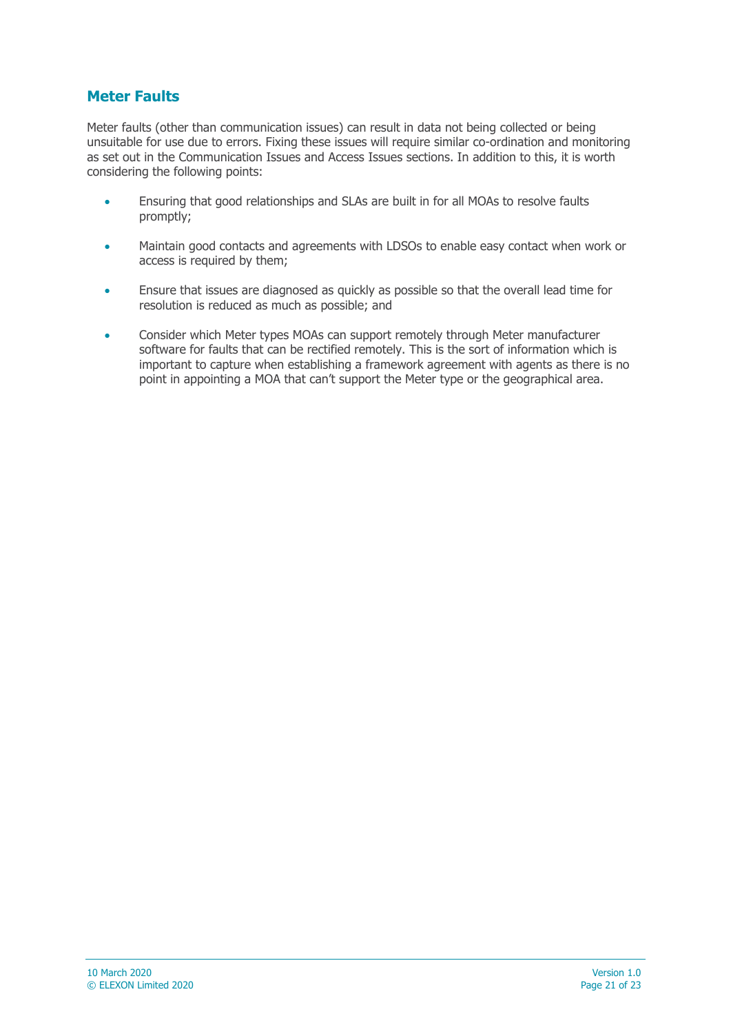## Meter Faults

Meter faults (other than communication issues) can result in data not being collected or being unsuitable for use due to errors. Fixing these issues will require similar co-ordination and monitoring as set out in the Communication Issues and Access Issues sections. In addition to this, it is worth considering the following points:

- Ensuring that good relationships and SLAs are built in for all MOAs to resolve faults promptly;
- Maintain good contacts and agreements with LDSOs to enable easy contact when work or access is required by them;
- Ensure that issues are diagnosed as quickly as possible so that the overall lead time for resolution is reduced as much as possible; and
- Consider which Meter types MOAs can support remotely through Meter manufacturer software for faults that can be rectified remotely. This is the sort of information which is important to capture when establishing a framework agreement with agents as there is no point in appointing a MOA that can't support the Meter type or the geographical area.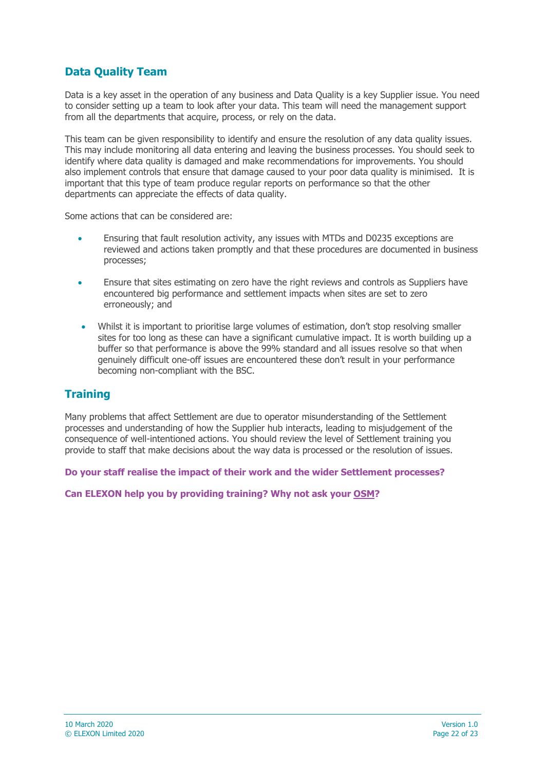## Data Quality Team

Data is a key asset in the operation of any business and Data Quality is a key Supplier issue. You need to consider setting up a team to look after your data. This team will need the management support from all the departments that acquire, process, or rely on the data.

This team can be given responsibility to identify and ensure the resolution of any data quality issues. This may include monitoring all data entering and leaving the business processes. You should seek to identify where data quality is damaged and make recommendations for improvements. You should also implement controls that ensure that damage caused to your poor data quality is minimised. It is important that this type of team produce regular reports on performance so that the other departments can appreciate the effects of data quality.

Some actions that can be considered are:

- Ensuring that fault resolution activity, any issues with MTDs and D0235 exceptions are reviewed and actions taken promptly and that these procedures are documented in business processes;
- Ensure that sites estimating on zero have the right reviews and controls as Suppliers have encountered big performance and settlement impacts when sites are set to zero erroneously; and
- Whilst it is important to prioritise large volumes of estimation, don't stop resolving smaller sites for too long as these can have a significant cumulative impact. It is worth building up a buffer so that performance is above the 99% standard and all issues resolve so that when genuinely difficult one-off issues are encountered these don't result in your performance becoming non-compliant with the BSC.

## Training

Many problems that affect Settlement are due to operator misunderstanding of the Settlement processes and understanding of how the Supplier hub interacts, leading to misjudgement of the consequence of well-intentioned actions. You should review the level of Settlement training you provide to staff that make decisions about the way data is processed or the resolution of issues.

**Do your staff realise the impact of their work and the wider Settlement processes?**

**Can ELEXON help you by providing training? Why not ask your OSM?**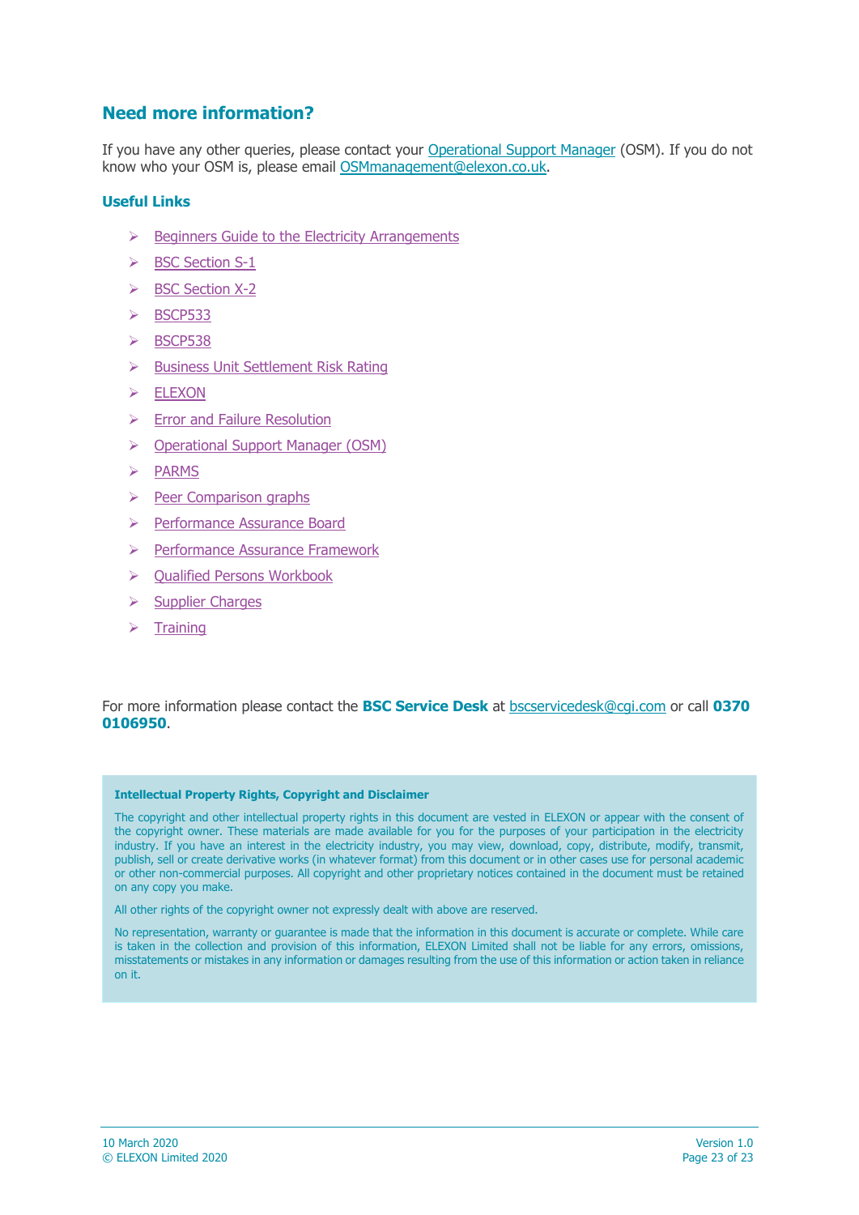## Need more information?

If you have any other queries, please contact your Operational Support Manager (OSM). If you do not know who your OSM is, please email OSMmanagement@elexon.co.uk.

### Useful Links

- Beginners Guide to the Electricity Arrangements
- BSC Section S-1
- BSC Section X-2
- BSCP533
- BSCP538
- Business Unit Settlement Risk Rating
- ELEXON
- Error and Failure Resolution
- Operational Support Manager (OSM)
- PARMS
- Peer Comparison graphs
- Performance Assurance Board
- Performance Assurance Framework
- Qualified Persons Workbook
- Supplier Charges
- Training

For more information please contact the **BSC Service Desk** at bscservicedesk@cgi.com or call **0370 0106950**.

**Intellectual Property Rights, Copyright and Disclaimer**

The copyright and other intellectual property rights in this document are vested in ELEXON or appear with the consent of the copyright owner. These materials are made available for you for the purposes of your participation in the electricity industry. If you have an interest in the electricity industry, you may view, download, copy, distribute, modify, transmit, publish, sell or create derivative works (in whatever format) from this document or in other cases use for personal academic or other non-commercial purposes. All copyright and other proprietary notices contained in the document must be retained on any copy you make.

All other rights of the copyright owner not expressly dealt with above are reserved.

No representation, warranty or guarantee is made that the information in this document is accurate or complete. While care is taken in the collection and provision of this information, ELEXON Limited shall not be liable for any errors, omissions, misstatements or mistakes in any information or damages resulting from the use of this information or action taken in reliance on it.